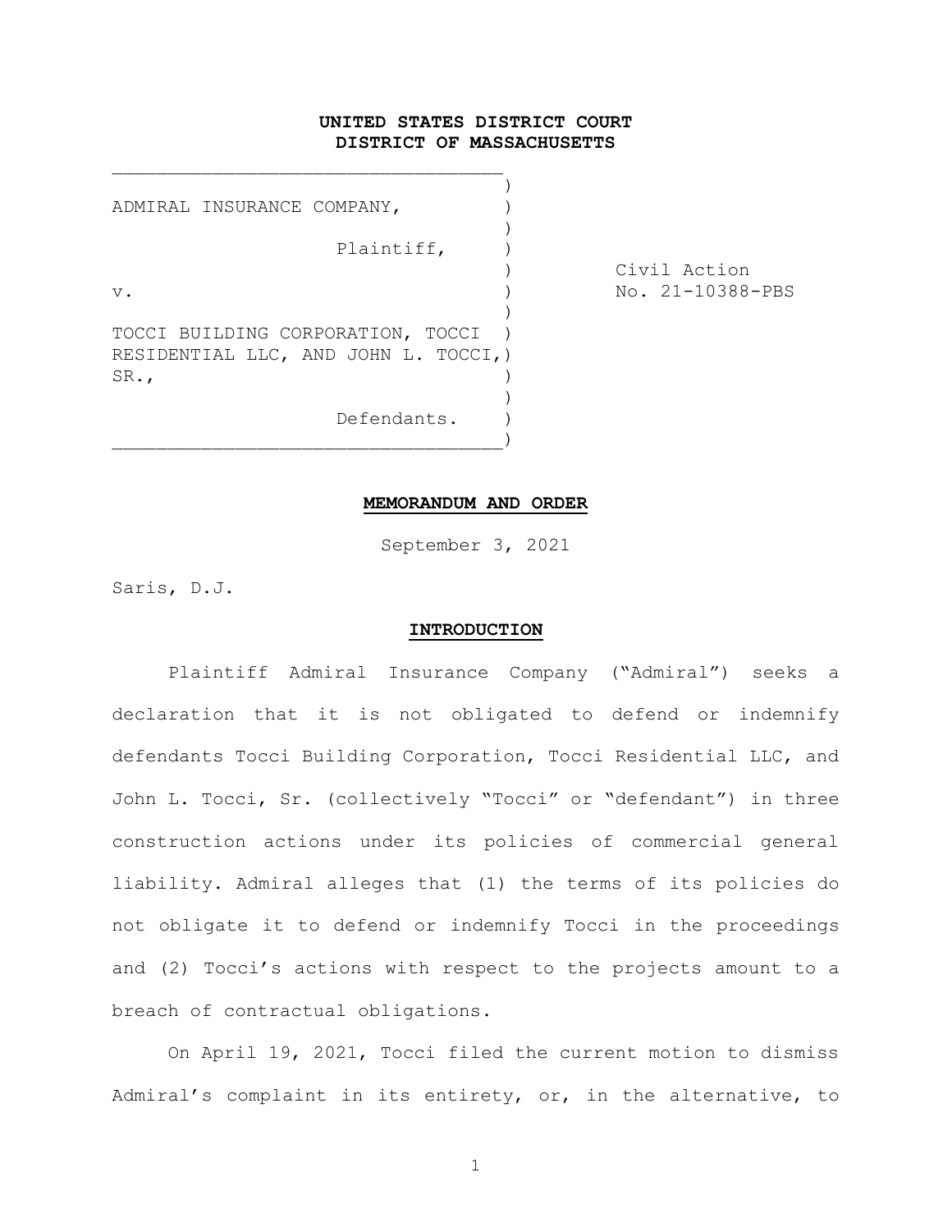**UNITED STATES DISTRICT COURT**
**DISTRICT OF MASSACHUSETTS**

| | |
|---|---|
| ADMIRAL INSURANCE COMPANY,<br><br>Plaintiff,<br><br>v.<br><br>TOCCI BUILDING CORPORATION, TOCCI RESIDENTIAL LLC, AND JOHN L. TOCCI, SR.,<br><br>Defendants. | Civil Action<br>No. 21-10388-PBS |

**MEMORANDUM AND ORDER**

September 3, 2021

Saris, D.J.

**INTRODUCTION**

Plaintiff Admiral Insurance Company ("Admiral") seeks a declaration that it is not obligated to defend or indemnify defendants Tocci Building Corporation, Tocci Residential LLC, and John L. Tocci, Sr. (collectively "Tocci" or "defendant") in three construction actions under its policies of commercial general liability. Admiral alleges that (1) the terms of its policies do not obligate it to defend or indemnify Tocci in the proceedings and (2) Tocci's actions with respect to the projects amount to a breach of contractual obligations.

On April 19, 2021, Tocci filed the current motion to dismiss Admiral's complaint in its entirety, or, in the alternative, to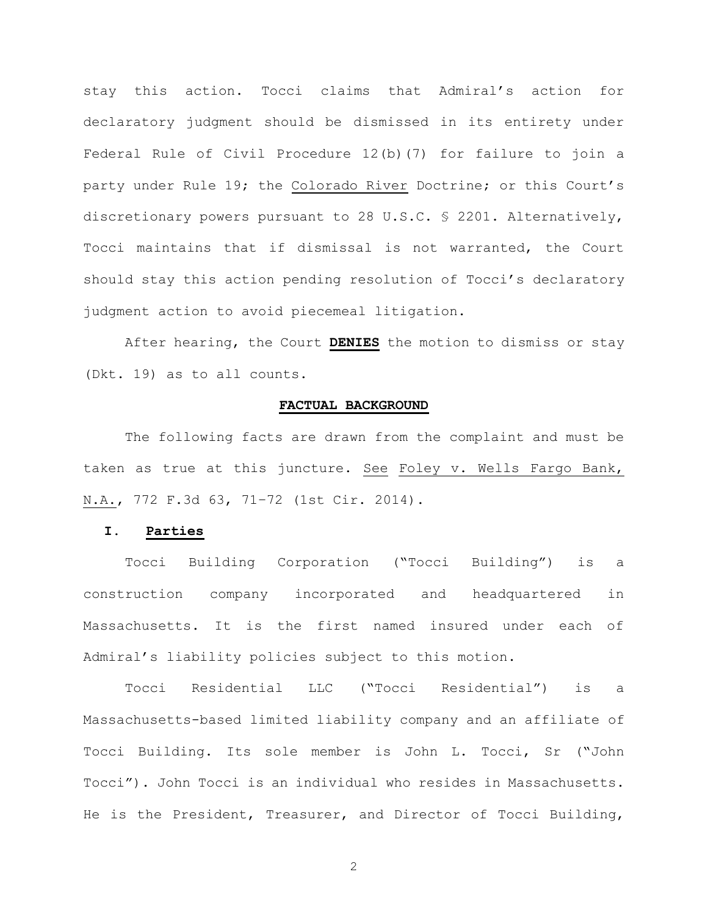stay this action. Tocci claims that Admiral's action for declaratory judgment should be dismissed in its entirety under Federal Rule of Civil Procedure 12(b)(7) for failure to join a party under Rule 19; the Colorado River Doctrine; or this Court's discretionary powers pursuant to 28 U.S.C. § 2201. Alternatively, Tocci maintains that if dismissal is not warranted, the Court should stay this action pending resolution of Tocci's declaratory judgment action to avoid piecemeal litigation.

After hearing, the Court **DENIES** the motion to dismiss or stay (Dkt. 19) as to all counts.

## FACTUAL BACKGROUND

The following facts are drawn from the complaint and must be taken as true at this juncture. See Foley v. Wells Fargo Bank, N.A., 772 F.3d 63, 71–72 (1st Cir. 2014).

### I. Parties

Tocci Building Corporation ("Tocci Building") is a construction company incorporated and headquartered in Massachusetts. It is the first named insured under each of Admiral's liability policies subject to this motion.

Tocci Residential LLC ("Tocci Residential") is a Massachusetts-based limited liability company and an affiliate of Tocci Building. Its sole member is John L. Tocci, Sr ("John Tocci"). John Tocci is an individual who resides in Massachusetts. He is the President, Treasurer, and Director of Tocci Building,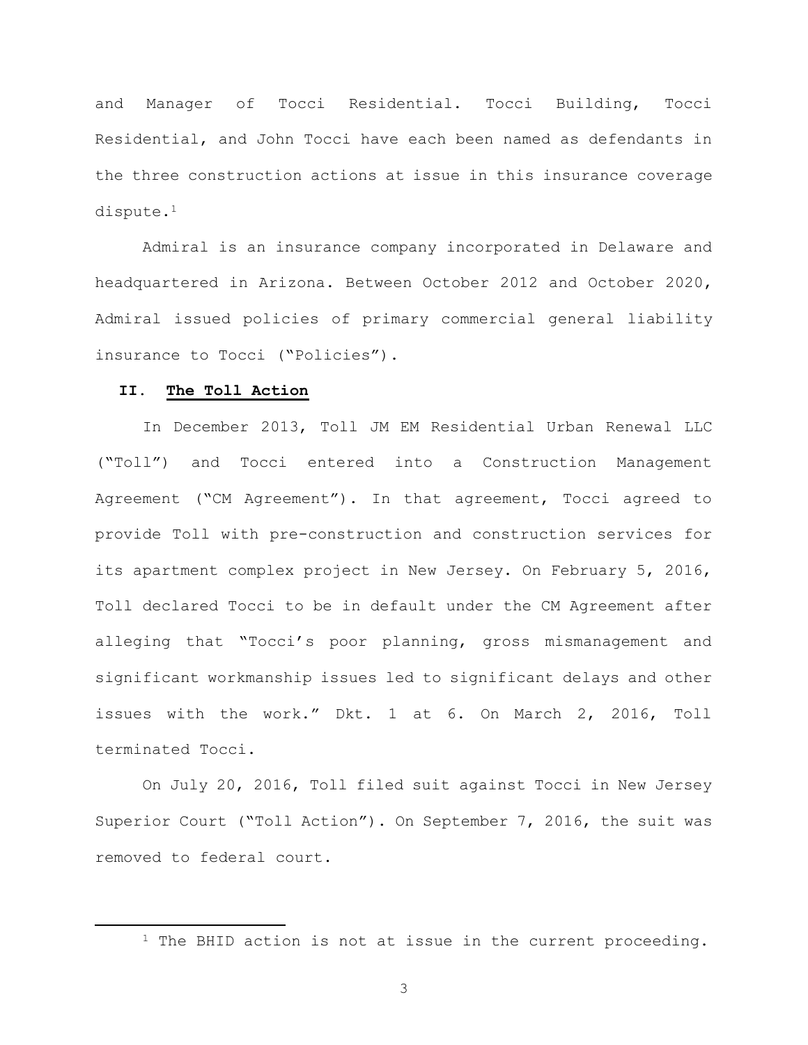and Manager of Tocci Residential. Tocci Building, Tocci Residential, and John Tocci have each been named as defendants in the three construction actions at issue in this insurance coverage dispute.[1]

Admiral is an insurance company incorporated in Delaware and headquartered in Arizona. Between October 2012 and October 2020, Admiral issued policies of primary commercial general liability insurance to Tocci ("Policies").

## II. **The Toll Action**

In December 2013, Toll JM EM Residential Urban Renewal LLC ("Toll") and Tocci entered into a Construction Management Agreement ("CM Agreement"). In that agreement, Tocci agreed to provide Toll with pre-construction and construction services for its apartment complex project in New Jersey. On February 5, 2016, Toll declared Tocci to be in default under the CM Agreement after alleging that "Tocci's poor planning, gross mismanagement and significant workmanship issues led to significant delays and other issues with the work." Dkt. 1 at 6. On March 2, 2016, Toll terminated Tocci.

On July 20, 2016, Toll filed suit against Tocci in New Jersey Superior Court ("Toll Action"). On September 7, 2016, the suit was removed to federal court.

---

[1] The BHID action is not at issue in the current proceeding.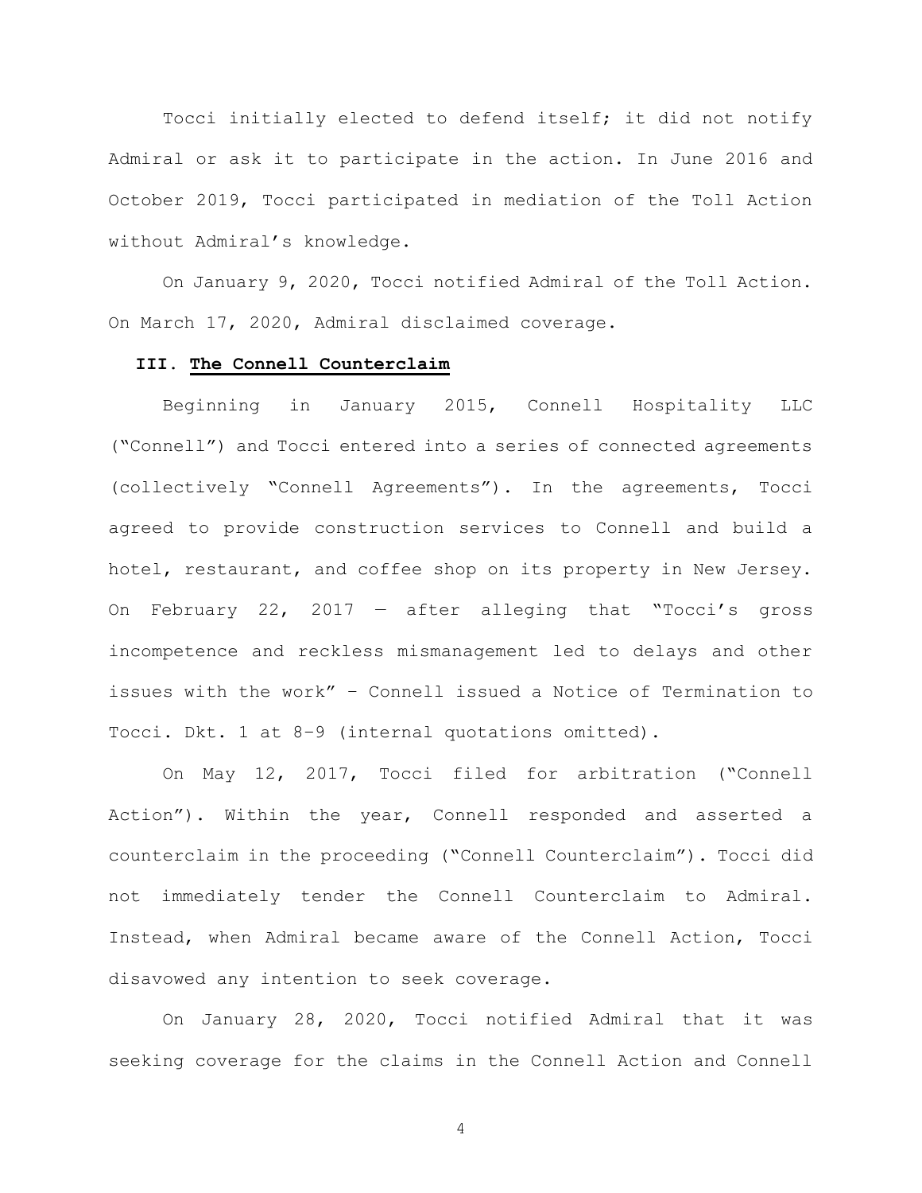Tocci initially elected to defend itself; it did not notify Admiral or ask it to participate in the action. In June 2016 and October 2019, Tocci participated in mediation of the Toll Action without Admiral's knowledge.

On January 9, 2020, Tocci notified Admiral of the Toll Action. On March 17, 2020, Admiral disclaimed coverage.

### III. The Connell Counterclaim

Beginning in January 2015, Connell Hospitality LLC ("Connell") and Tocci entered into a series of connected agreements (collectively "Connell Agreements"). In the agreements, Tocci agreed to provide construction services to Connell and build a hotel, restaurant, and coffee shop on its property in New Jersey. On February 22, 2017 — after alleging that "Tocci's gross incompetence and reckless mismanagement led to delays and other issues with the work" – Connell issued a Notice of Termination to Tocci. Dkt. 1 at 8-9 (internal quotations omitted).

On May 12, 2017, Tocci filed for arbitration ("Connell Action"). Within the year, Connell responded and asserted a counterclaim in the proceeding ("Connell Counterclaim"). Tocci did not immediately tender the Connell Counterclaim to Admiral. Instead, when Admiral became aware of the Connell Action, Tocci disavowed any intention to seek coverage.

On January 28, 2020, Tocci notified Admiral that it was seeking coverage for the claims in the Connell Action and Connell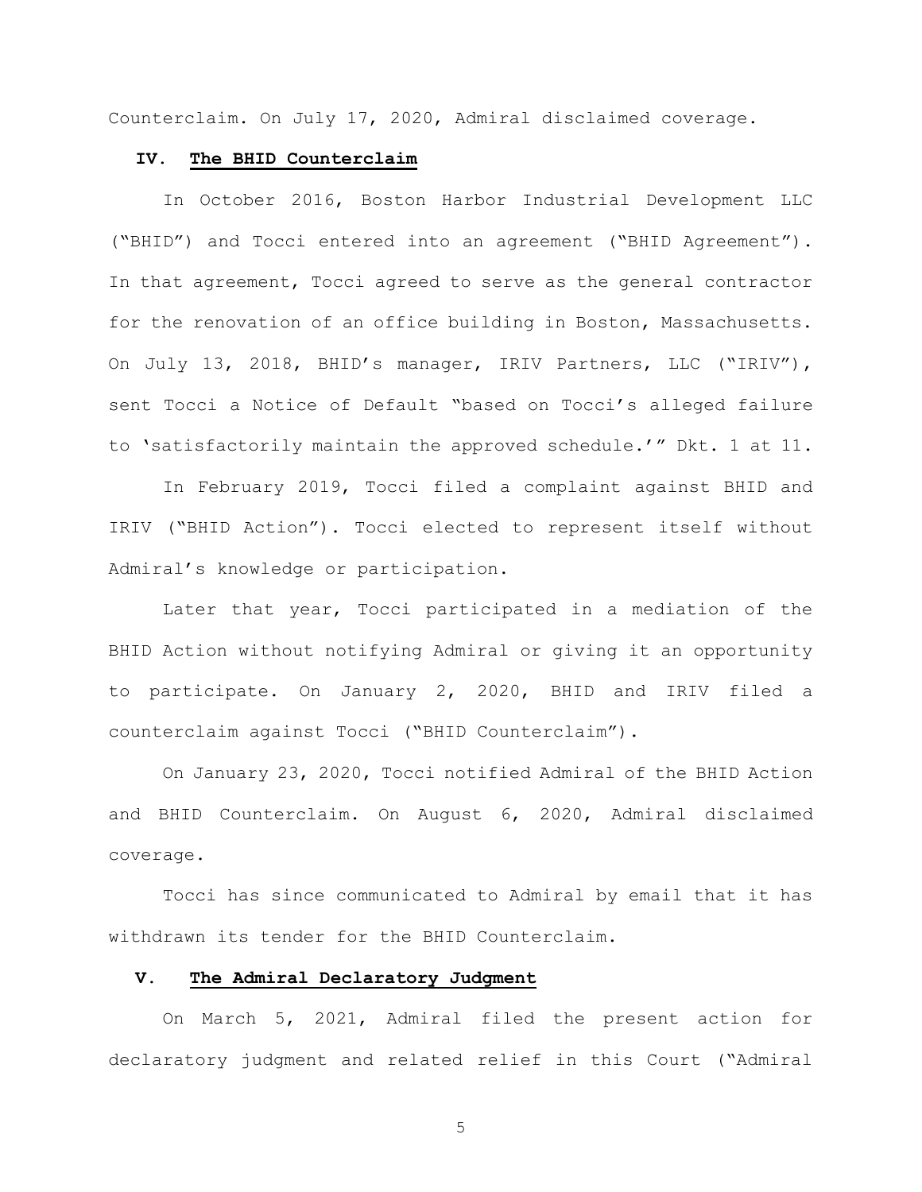Counterclaim. On July 17, 2020, Admiral disclaimed coverage.

## IV. **The BHID Counterclaim**

In October 2016, Boston Harbor Industrial Development LLC ("BHID") and Tocci entered into an agreement ("BHID Agreement"). In that agreement, Tocci agreed to serve as the general contractor for the renovation of an office building in Boston, Massachusetts. On July 13, 2018, BHID's manager, IRIV Partners, LLC ("IRIV"), sent Tocci a Notice of Default "based on Tocci's alleged failure to 'satisfactorily maintain the approved schedule.'" Dkt. 1 at 11.

In February 2019, Tocci filed a complaint against BHID and IRIV ("BHID Action"). Tocci elected to represent itself without Admiral's knowledge or participation.

Later that year, Tocci participated in a mediation of the BHID Action without notifying Admiral or giving it an opportunity to participate. On January 2, 2020, BHID and IRIV filed a counterclaim against Tocci ("BHID Counterclaim").

On January 23, 2020, Tocci notified Admiral of the BHID Action and BHID Counterclaim. On August 6, 2020, Admiral disclaimed coverage.

Tocci has since communicated to Admiral by email that it has withdrawn its tender for the BHID Counterclaim.

## V. **The Admiral Declaratory Judgment**

On March 5, 2021, Admiral filed the present action for declaratory judgment and related relief in this Court ("Admiral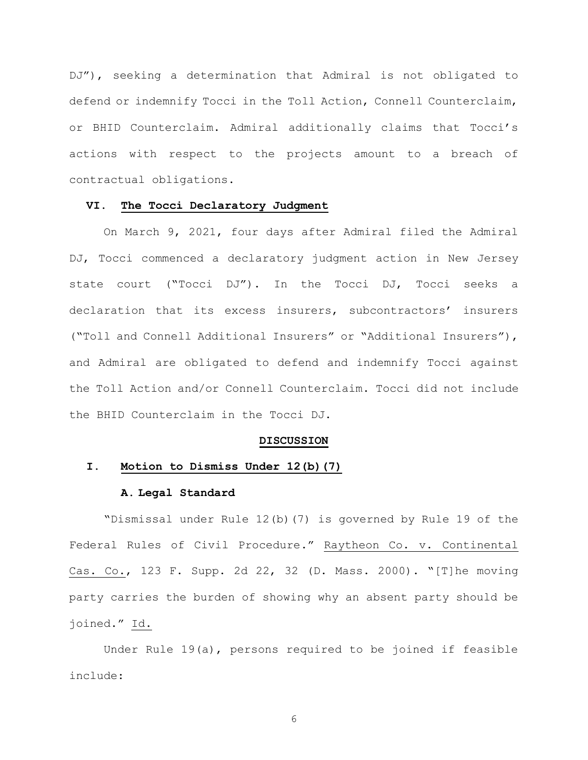DJ"), seeking a determination that Admiral is not obligated to defend or indemnify Tocci in the Toll Action, Connell Counterclaim, or BHID Counterclaim. Admiral additionally claims that Tocci's actions with respect to the projects amount to a breach of contractual obligations.

## VI. The Tocci Declaratory Judgment

On March 9, 2021, four days after Admiral filed the Admiral DJ, Tocci commenced a declaratory judgment action in New Jersey state court ("Tocci DJ"). In the Tocci DJ, Tocci seeks a declaration that its excess insurers, subcontractors' insurers ("Toll and Connell Additional Insurers" or "Additional Insurers"), and Admiral are obligated to defend and indemnify Tocci against the Toll Action and/or Connell Counterclaim. Tocci did not include the BHID Counterclaim in the Tocci DJ.

# DISCUSSION

## I. Motion to Dismiss Under 12(b)(7)

### A. Legal Standard

"Dismissal under Rule 12(b)(7) is governed by Rule 19 of the Federal Rules of Civil Procedure." Raytheon Co. v. Continental Cas. Co., 123 F. Supp. 2d 22, 32 (D. Mass. 2000). "[T]he moving party carries the burden of showing why an absent party should be joined." Id.

Under Rule 19(a), persons required to be joined if feasible include: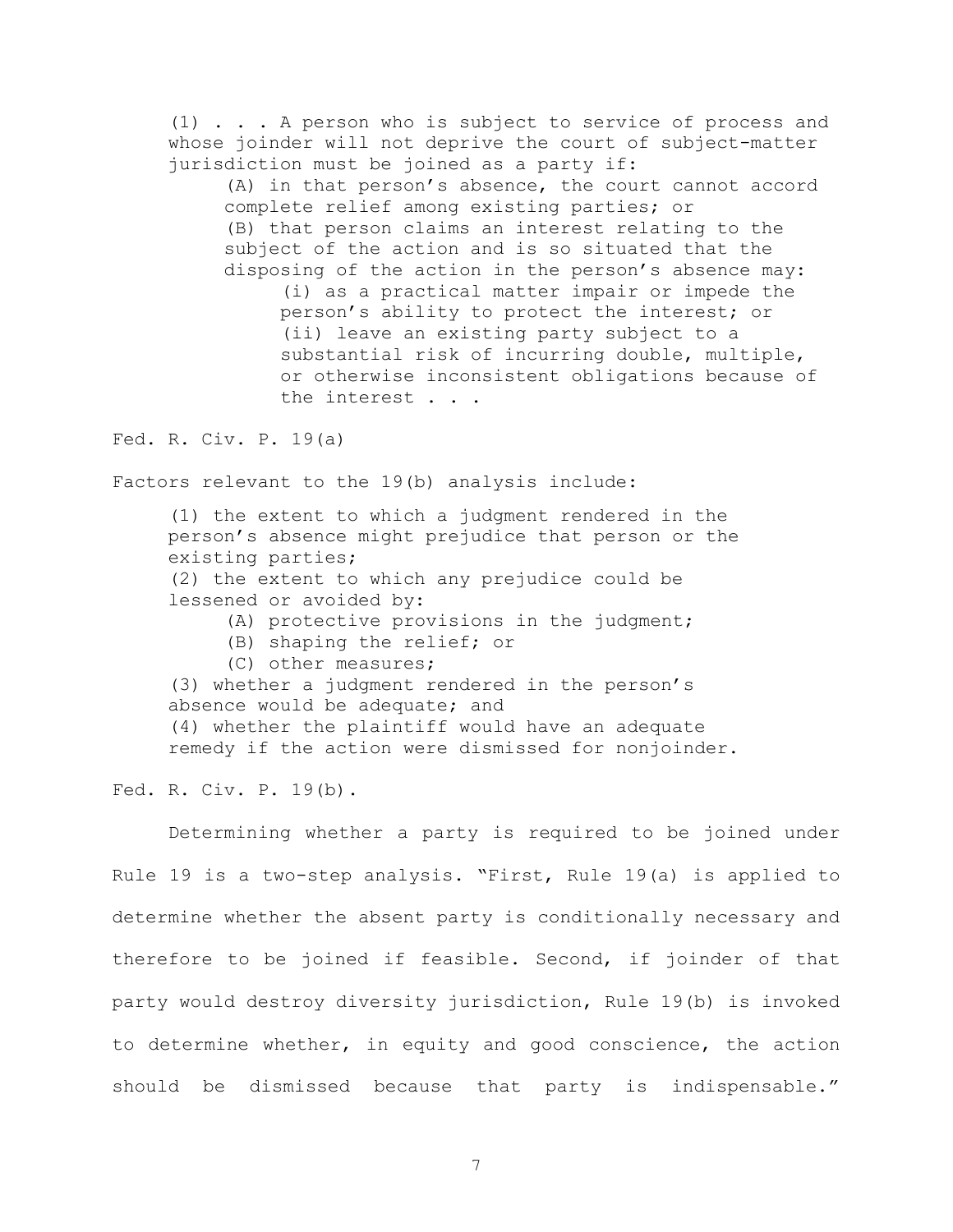> (1) . . . A person who is subject to service of process and whose joinder will not deprive the court of subject-matter jurisdiction must be joined as a party if:
>
> > (A) in that person's absence, the court cannot accord complete relief among existing parties; or
> >
> > (B) that person claims an interest relating to the subject of the action and is so situated that the disposing of the action in the person's absence may:
> >
> > > (i) as a practical matter impair or impede the person's ability to protect the interest; or
> > >
> > > (ii) leave an existing party subject to a substantial risk of incurring double, multiple, or otherwise inconsistent obligations because of the interest . . .

Fed. R. Civ. P. 19(a)

Factors relevant to the 19(b) analysis include:

> (1) the extent to which a judgment rendered in the person's absence might prejudice that person or the existing parties;
>
> (2) the extent to which any prejudice could be lessened or avoided by:
>
> > (A) protective provisions in the judgment;
> >
> > (B) shaping the relief; or
> >
> > (C) other measures;
>
> (3) whether a judgment rendered in the person's absence would be adequate; and
>
> (4) whether the plaintiff would have an adequate remedy if the action were dismissed for nonjoinder.

Fed. R. Civ. P. 19(b).

Determining whether a party is required to be joined under Rule 19 is a two-step analysis. "First, Rule 19(a) is applied to determine whether the absent party is conditionally necessary and therefore to be joined if feasible. Second, if joinder of that party would destroy diversity jurisdiction, Rule 19(b) is invoked to determine whether, in equity and good conscience, the action should be dismissed because that party is indispensable."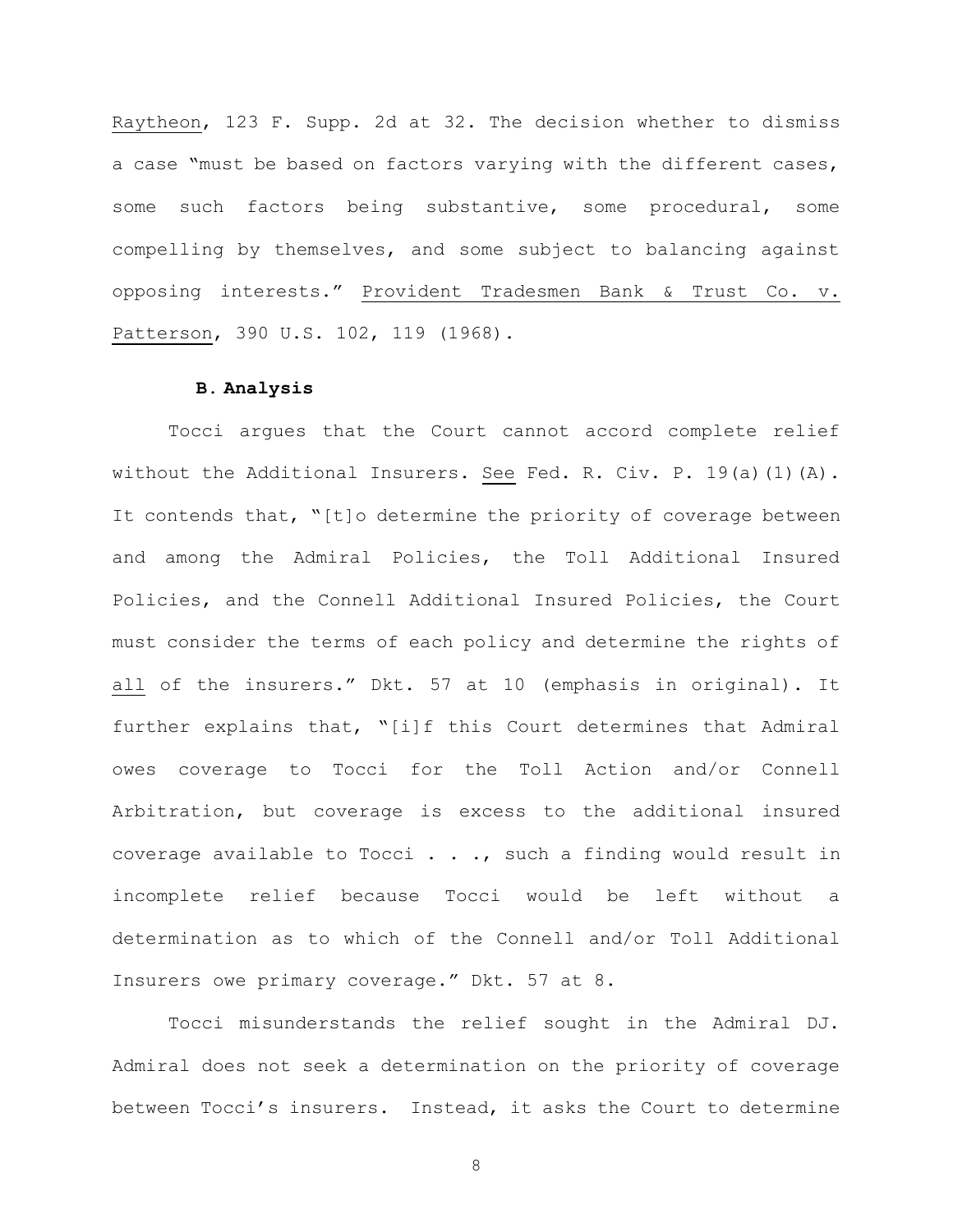Raytheon, 123 F. Supp. 2d at 32. The decision whether to dismiss a case "must be based on factors varying with the different cases, some such factors being substantive, some procedural, some compelling by themselves, and some subject to balancing against opposing interests." Provident Tradesmen Bank & Trust Co. v. Patterson, 390 U.S. 102, 119 (1968).

### B. Analysis

Tocci argues that the Court cannot accord complete relief without the Additional Insurers. See Fed. R. Civ. P. 19(a)(1)(A). It contends that, "[t]o determine the priority of coverage between and among the Admiral Policies, the Toll Additional Insured Policies, and the Connell Additional Insured Policies, the Court must consider the terms of each policy and determine the rights of all of the insurers." Dkt. 57 at 10 (emphasis in original). It further explains that, "[i]f this Court determines that Admiral owes coverage to Tocci for the Toll Action and/or Connell Arbitration, but coverage is excess to the additional insured coverage available to Tocci . . ., such a finding would result in incomplete relief because Tocci would be left without a determination as to which of the Connell and/or Toll Additional Insurers owe primary coverage." Dkt. 57 at 8.

Tocci misunderstands the relief sought in the Admiral DJ. Admiral does not seek a determination on the priority of coverage between Tocci's insurers. Instead, it asks the Court to determine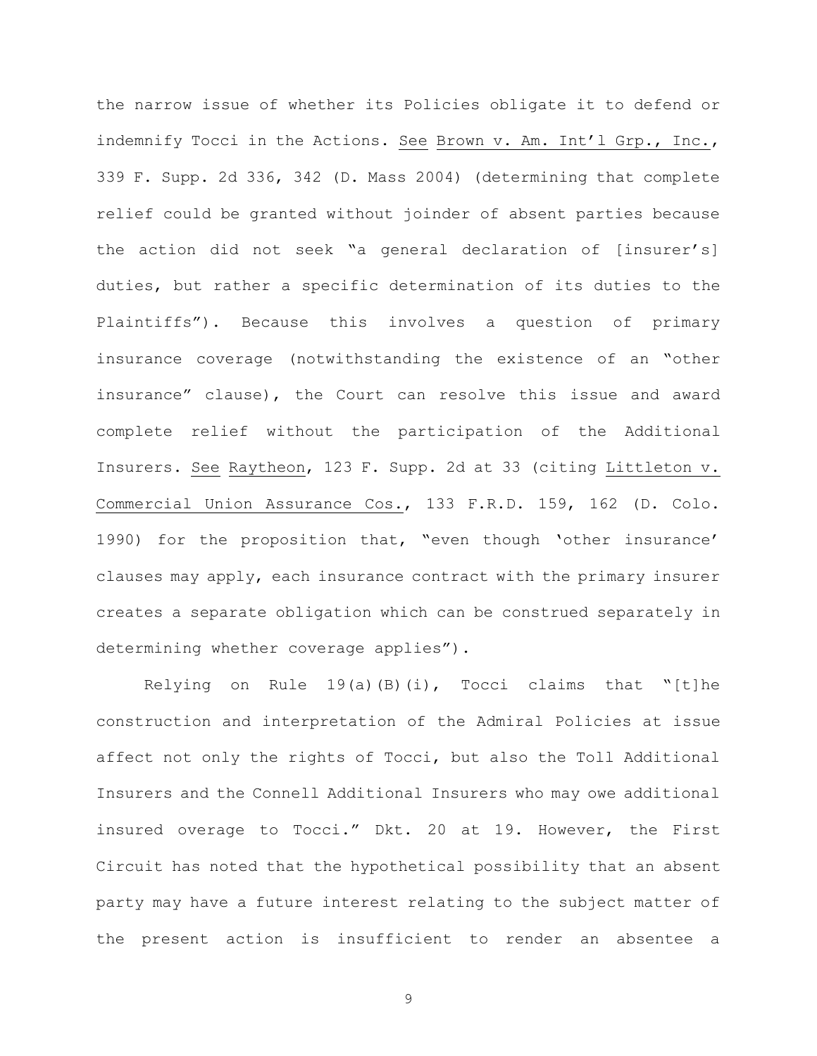the narrow issue of whether its Policies obligate it to defend or indemnify Tocci in the Actions. See Brown v. Am. Int'l Grp., Inc., 339 F. Supp. 2d 336, 342 (D. Mass 2004) (determining that complete relief could be granted without joinder of absent parties because the action did not seek "a general declaration of [insurer's] duties, but rather a specific determination of its duties to the Plaintiffs"). Because this involves a question of primary insurance coverage (notwithstanding the existence of an "other insurance" clause), the Court can resolve this issue and award complete relief without the participation of the Additional Insurers. See Raytheon, 123 F. Supp. 2d at 33 (citing Littleton v. Commercial Union Assurance Cos., 133 F.R.D. 159, 162 (D. Colo. 1990) for the proposition that, "even though 'other insurance' clauses may apply, each insurance contract with the primary insurer creates a separate obligation which can be construed separately in determining whether coverage applies").

Relying on Rule 19(a)(B)(i), Tocci claims that "[t]he construction and interpretation of the Admiral Policies at issue affect not only the rights of Tocci, but also the Toll Additional Insurers and the Connell Additional Insurers who may owe additional insured overage to Tocci." Dkt. 20 at 19. However, the First Circuit has noted that the hypothetical possibility that an absent party may have a future interest relating to the subject matter of the present action is insufficient to render an absentee a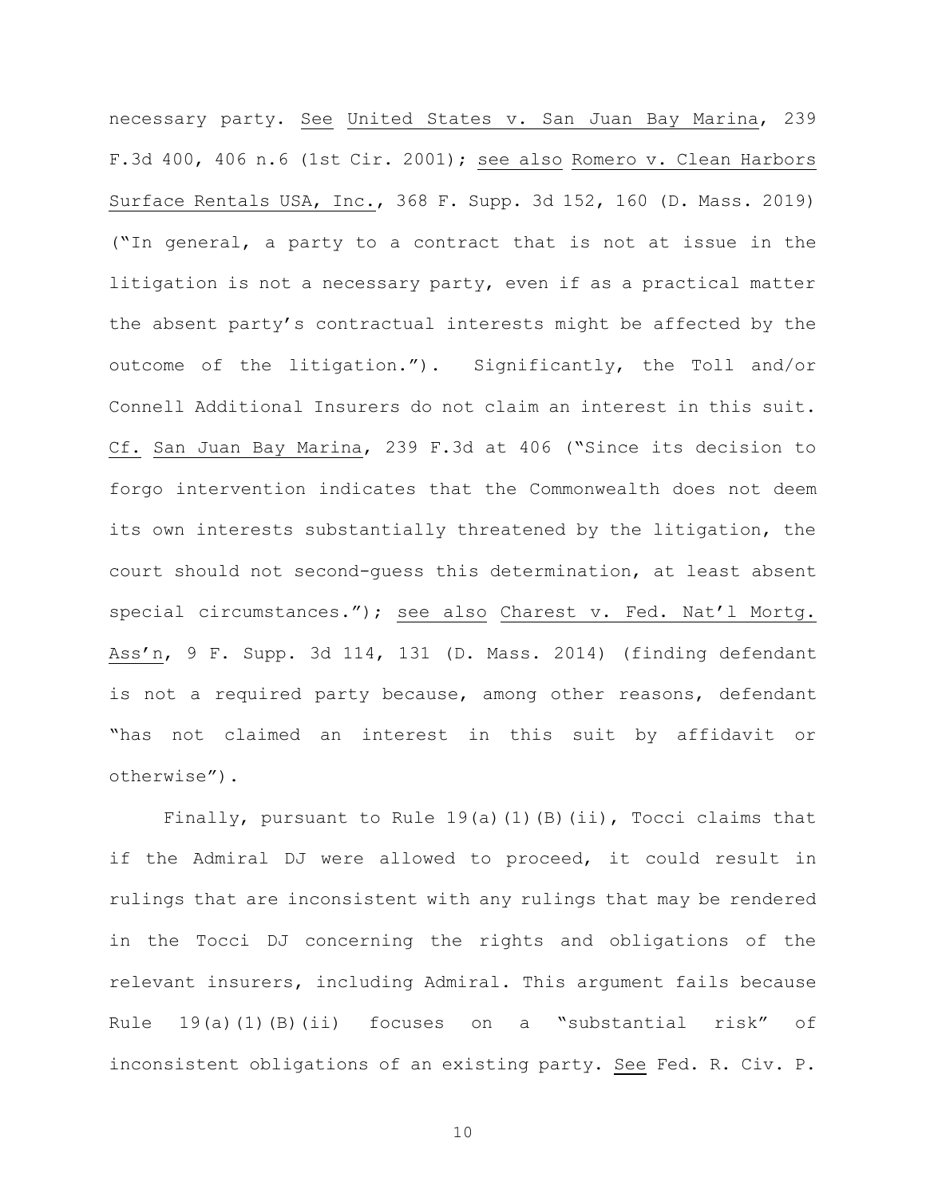necessary party. See United States v. San Juan Bay Marina, 239 F.3d 400, 406 n.6 (1st Cir. 2001); see also Romero v. Clean Harbors Surface Rentals USA, Inc., 368 F. Supp. 3d 152, 160 (D. Mass. 2019) ("In general, a party to a contract that is not at issue in the litigation is not a necessary party, even if as a practical matter the absent party's contractual interests might be affected by the outcome of the litigation."). Significantly, the Toll and/or Connell Additional Insurers do not claim an interest in this suit. Cf. San Juan Bay Marina, 239 F.3d at 406 ("Since its decision to forgo intervention indicates that the Commonwealth does not deem its own interests substantially threatened by the litigation, the court should not second-guess this determination, at least absent special circumstances."); see also Charest v. Fed. Nat'l Mortg. Ass'n, 9 F. Supp. 3d 114, 131 (D. Mass. 2014) (finding defendant is not a required party because, among other reasons, defendant "has not claimed an interest in this suit by affidavit or otherwise").

Finally, pursuant to Rule 19(a)(1)(B)(ii), Tocci claims that if the Admiral DJ were allowed to proceed, it could result in rulings that are inconsistent with any rulings that may be rendered in the Tocci DJ concerning the rights and obligations of the relevant insurers, including Admiral. This argument fails because Rule 19(a)(1)(B)(ii) focuses on a "substantial risk" of inconsistent obligations of an existing party. See Fed. R. Civ. P.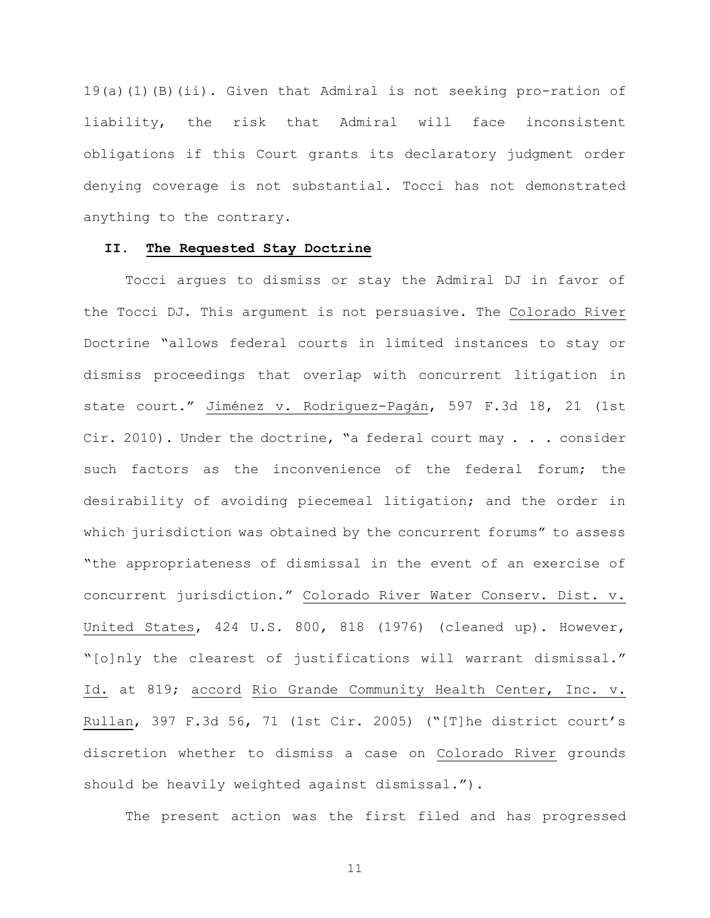19(a)(1)(B)(ii). Given that Admiral is not seeking pro-ration of liability, the risk that Admiral will face inconsistent obligations if this Court grants its declaratory judgment order denying coverage is not substantial. Tocci has not demonstrated anything to the contrary.

## II. The Requested Stay Doctrine

Tocci argues to dismiss or stay the Admiral DJ in favor of the Tocci DJ. This argument is not persuasive. The Colorado River Doctrine "allows federal courts in limited instances to stay or dismiss proceedings that overlap with concurrent litigation in state court." Jiménez v. Rodríguez-Pagán, 597 F.3d 18, 21 (1st Cir. 2010). Under the doctrine, "a federal court may . . . consider such factors as the inconvenience of the federal forum; the desirability of avoiding piecemeal litigation; and the order in which jurisdiction was obtained by the concurrent forums" to assess "the appropriateness of dismissal in the event of an exercise of concurrent jurisdiction." Colorado River Water Conserv. Dist. v. United States, 424 U.S. 800, 818 (1976) (cleaned up). However, "[o]nly the clearest of justifications will warrant dismissal." Id. at 819; accord Rio Grande Community Health Center, Inc. v. Rullan, 397 F.3d 56, 71 (1st Cir. 2005) ("[T]he district court's discretion whether to dismiss a case on Colorado River grounds should be heavily weighted against dismissal.").

The present action was the first filed and has progressed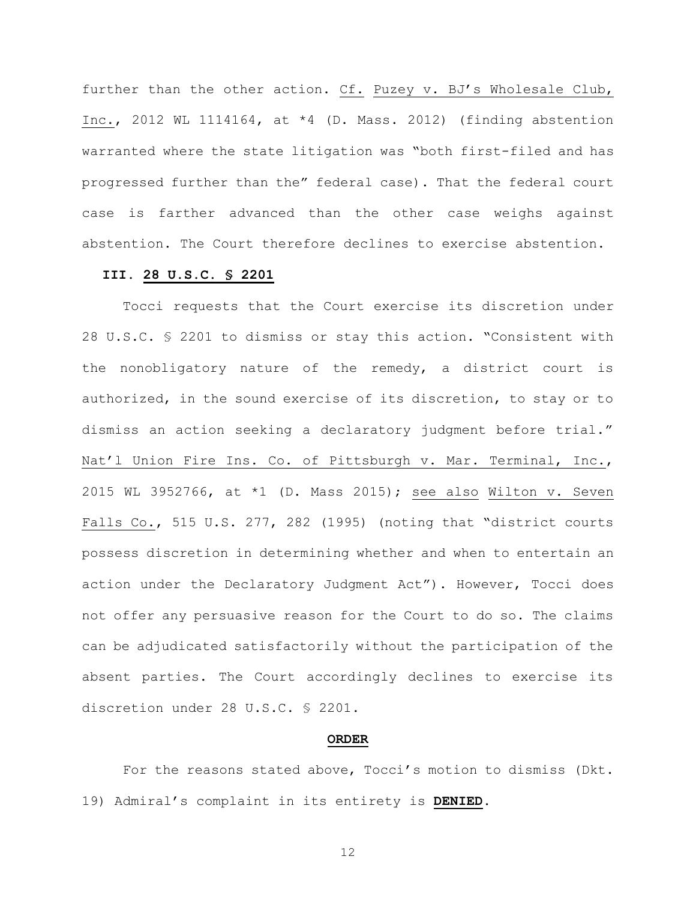further than the other action. Cf. Puzey v. BJ's Wholesale Club, Inc., 2012 WL 1114164, at *4 (D. Mass. 2012) (finding abstention warranted where the state litigation was "both first-filed and has progressed further than the" federal case). That the federal court case is farther advanced than the other case weighs against abstention. The Court therefore declines to exercise abstention.

### III. 28 U.S.C. § 2201

Tocci requests that the Court exercise its discretion under 28 U.S.C. § 2201 to dismiss or stay this action. "Consistent with the nonobligatory nature of the remedy, a district court is authorized, in the sound exercise of its discretion, to stay or to dismiss an action seeking a declaratory judgment before trial." Nat'l Union Fire Ins. Co. of Pittsburgh v. Mar. Terminal, Inc., 2015 WL 3952766, at *1 (D. Mass 2015); see also Wilton v. Seven Falls Co., 515 U.S. 277, 282 (1995) (noting that "district courts possess discretion in determining whether and when to entertain an action under the Declaratory Judgment Act"). However, Tocci does not offer any persuasive reason for the Court to do so. The claims can be adjudicated satisfactorily without the participation of the absent parties. The Court accordingly declines to exercise its discretion under 28 U.S.C. § 2201.

## ORDER

For the reasons stated above, Tocci's motion to dismiss (Dkt. 19) Admiral's complaint in its entirety is **DENIED**.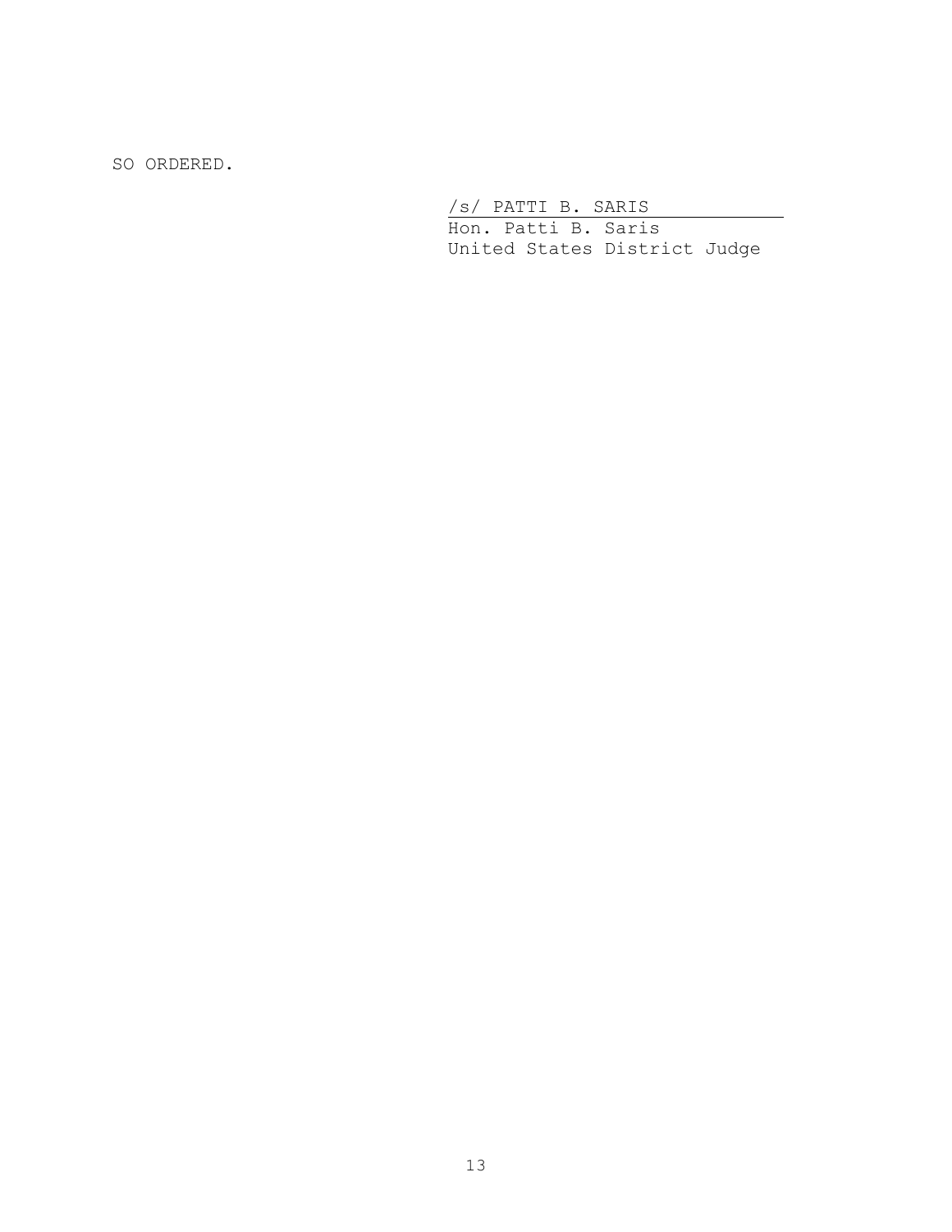SO ORDERED.

/s/ PATTI B. SARIS

Hon. Patti B. Saris
United States District Judge